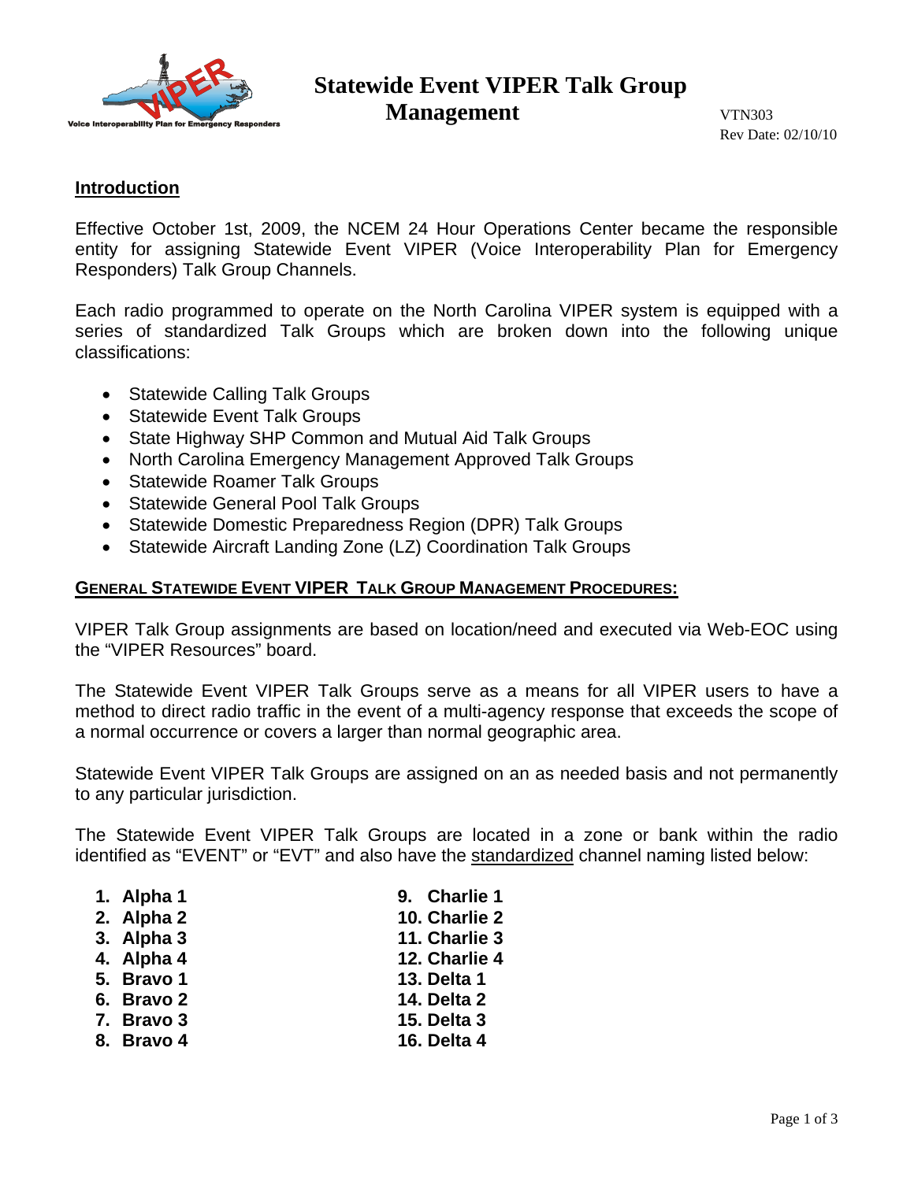# Statewide Event VIPER Talk Group Management

VTN303
Rev Date: 02/10/10

## Introduction

Effective October 1st, 2009, the NCEM 24 Hour Operations Center became the responsible entity for assigning Statewide Event VIPER (Voice Interoperability Plan for Emergency Responders) Talk Group Channels.

Each radio programmed to operate on the North Carolina VIPER system is equipped with a series of standardized Talk Groups which are broken down into the following unique classifications:

- Statewide Calling Talk Groups
- Statewide Event Talk Groups
- State Highway SHP Common and Mutual Aid Talk Groups
- North Carolina Emergency Management Approved Talk Groups
- Statewide Roamer Talk Groups
- Statewide General Pool Talk Groups
- Statewide Domestic Preparedness Region (DPR) Talk Groups
- Statewide Aircraft Landing Zone (LZ) Coordination Talk Groups

## GENERAL STATEWIDE EVENT VIPER TALK GROUP MANAGEMENT PROCEDURES:

VIPER Talk Group assignments are based on location/need and executed via Web-EOC using the "VIPER Resources" board.

The Statewide Event VIPER Talk Groups serve as a means for all VIPER users to have a method to direct radio traffic in the event of a multi-agency response that exceeds the scope of a normal occurrence or covers a larger than normal geographic area.

Statewide Event VIPER Talk Groups are assigned on an as needed basis and not permanently to any particular jurisdiction.

The Statewide Event VIPER Talk Groups are located in a zone or bank within the radio identified as "EVENT" or "EVT" and also have the standardized channel naming listed below:

1. **Alpha 1**
2. **Alpha 2**
3. **Alpha 3**
4. **Alpha 4**
5. **Bravo 1**
6. **Bravo 2**
7. **Bravo 3**
8. **Bravo 4**
9. **Charlie 1**
10. **Charlie 2**
11. **Charlie 3**
12. **Charlie 4**
13. **Delta 1**
14. **Delta 2**
15. **Delta 3**
16. **Delta 4**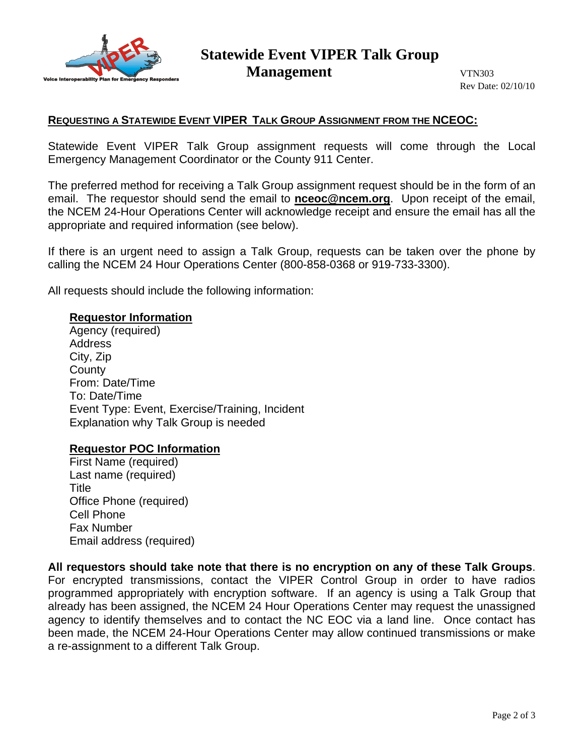# Statewide Event VIPER Talk Group Management

VTN303
Rev Date: 02/10/10

## REQUESTING A STATEWIDE EVENT VIPER TALK GROUP ASSIGNMENT FROM THE NCEOC:

Statewide Event VIPER Talk Group assignment requests will come through the Local Emergency Management Coordinator or the County 911 Center.

The preferred method for receiving a Talk Group assignment request should be in the form of an email. The requestor should send the email to **nceoc@ncem.org**. Upon receipt of the email, the NCEM 24-Hour Operations Center will acknowledge receipt and ensure the email has all the appropriate and required information (see below).

If there is an urgent need to assign a Talk Group, requests can be taken over the phone by calling the NCEM 24 Hour Operations Center (800-858-0368 or 919-733-3300).

All requests should include the following information:

**Requestor Information**

Agency (required)
Address
City, Zip
County
From: Date/Time
To: Date/Time
Event Type: Event, Exercise/Training, Incident
Explanation why Talk Group is needed

**Requestor POC Information**

First Name (required)
Last name (required)
Title
Office Phone (required)
Cell Phone
Fax Number
Email address (required)

**All requestors should take note that there is no encryption on any of these Talk Groups**. For encrypted transmissions, contact the VIPER Control Group in order to have radios programmed appropriately with encryption software. If an agency is using a Talk Group that already has been assigned, the NCEM 24 Hour Operations Center may request the unassigned agency to identify themselves and to contact the NC EOC via a land line. Once contact has been made, the NCEM 24-Hour Operations Center may allow continued transmissions or make a re-assignment to a different Talk Group.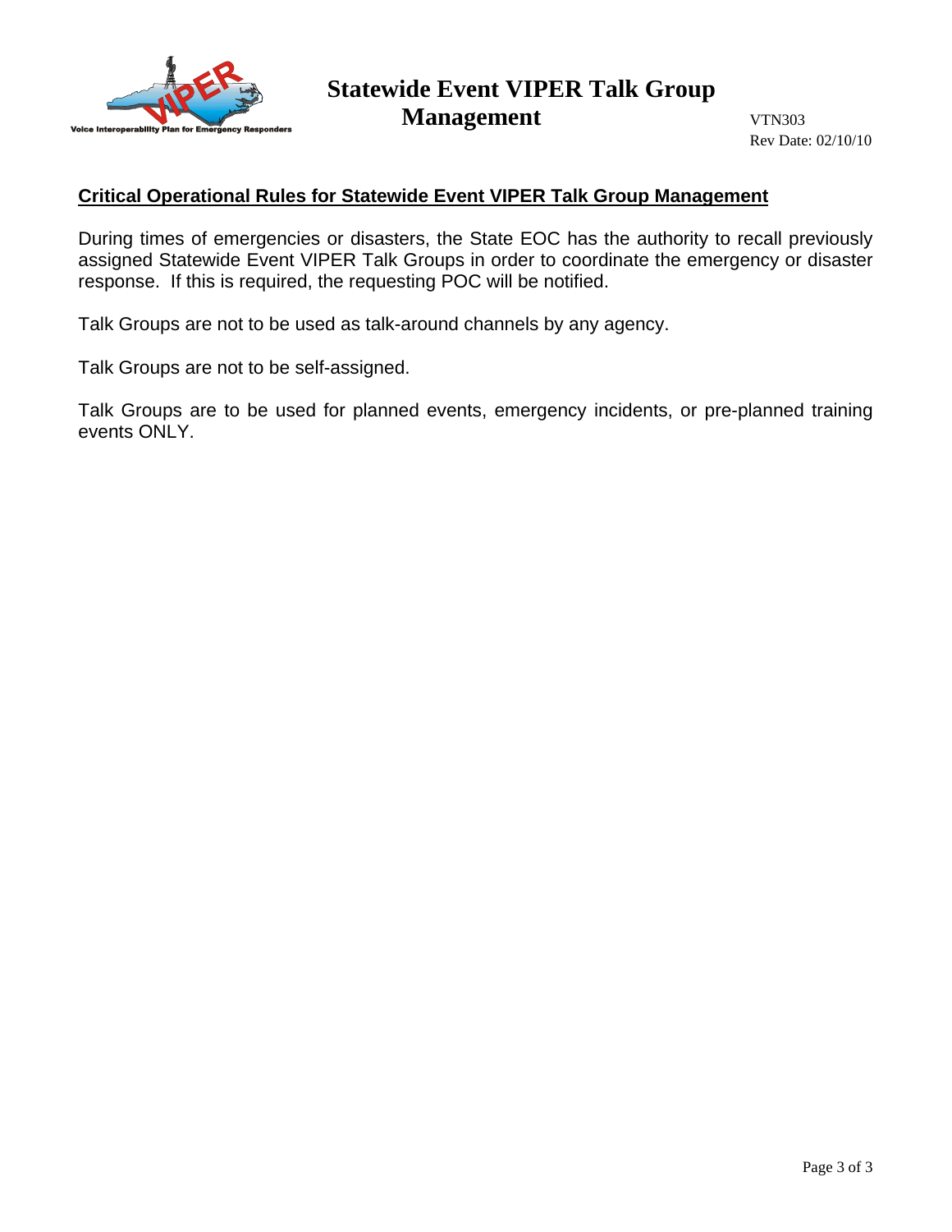## Critical Operational Rules for Statewide Event VIPER Talk Group Management

During times of emergencies or disasters, the State EOC has the authority to recall previously assigned Statewide Event VIPER Talk Groups in order to coordinate the emergency or disaster response. If this is required, the requesting POC will be notified.

Talk Groups are not to be used as talk-around channels by any agency.

Talk Groups are not to be self-assigned.

Talk Groups are to be used for planned events, emergency incidents, or pre-planned training events ONLY.